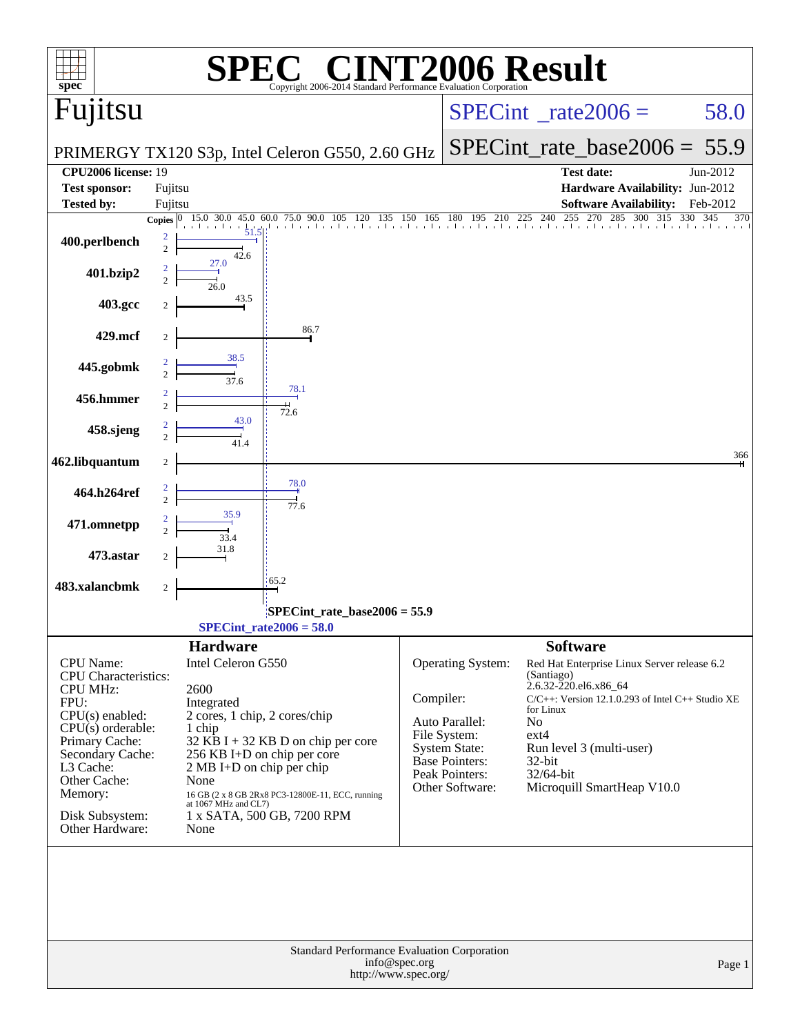# SPEC CINT2006 Result

Copyright 2006-2014 Standard Performance Evaluation Corporation

## Fujitsu

PRIMERGY TX120 S3p, Intel Celeron G550, 2.60 GHz

SPECint_rate2006 = 58.0

SPECint_rate_base2006 = 55.9

| | | | |
|---|---|---|---|
| **CPU2006 license:** | 19 | **Test date:** | Jun-2012 |
| **Test sponsor:** | Fujitsu | **Hardware Availability:** | Jun-2012 |
| **Tested by:** | Fujitsu | **Software Availability:** | Feb-2012 |

| Benchmark | Copies | Peak | Base |
|---|---|---|---|
| 400.perlbench | 2 | 51.5 | 42.6 |
| 401.bzip2 | 2 | 27.0 | 26.0 |
| 403.gcc | 2 | | 43.5 |
| 429.mcf | 2 | | 86.7 |
| 445.gobmk | 2 | 38.5 | 37.6 |
| 456.hmmer | 2 | 78.1 | 72.6 |
| 458.sjeng | 2 | 43.0 | 41.4 |
| 462.libquantum | 2 | | 366 |
| 464.h264ref | 2 | 78.0 | 77.6 |
| 471.omnetpp | 2 | 35.9 | 33.4 |
| 473.astar | 2 | | 31.8 |
| 483.xalancbmk | 2 | | 65.2 |

SPECint_rate_base2006 = 55.9

SPECint_rate2006 = 58.0

### Hardware

| | |
|---|---|
| CPU Name: | Intel Celeron G550 |
| CPU Characteristics: | |
| CPU MHz: | 2600 |
| FPU: | Integrated |
| CPU(s) enabled: | 2 cores, 1 chip, 2 cores/chip |
| CPU(s) orderable: | 1 chip |
| Primary Cache: | 32 KB I + 32 KB D on chip per core |
| Secondary Cache: | 256 KB I+D on chip per core |
| L3 Cache: | 2 MB I+D on chip per chip |
| Other Cache: | None |
| Memory: | 16 GB (2 x 8 GB 2Rx8 PC3-12800E-11, ECC, running at 1067 MHz and CL7) |
| Disk Subsystem: | 1 x SATA, 500 GB, 7200 RPM |
| Other Hardware: | None |

### Software

| | |
|---|---|
| Operating System: | Red Hat Enterprise Linux Server release 6.2 (Santiago) 2.6.32-220.el6.x86_64 |
| Compiler: | C/C++: Version 12.1.0.293 of Intel C++ Studio XE for Linux |
| Auto Parallel: | No |
| File System: | ext4 |
| System State: | Run level 3 (multi-user) |
| Base Pointers: | 32-bit |
| Peak Pointers: | 32/64-bit |
| Other Software: | Microquill SmartHeap V10.0 |

Standard Performance Evaluation Corporation
info@spec.org
http://www.spec.org/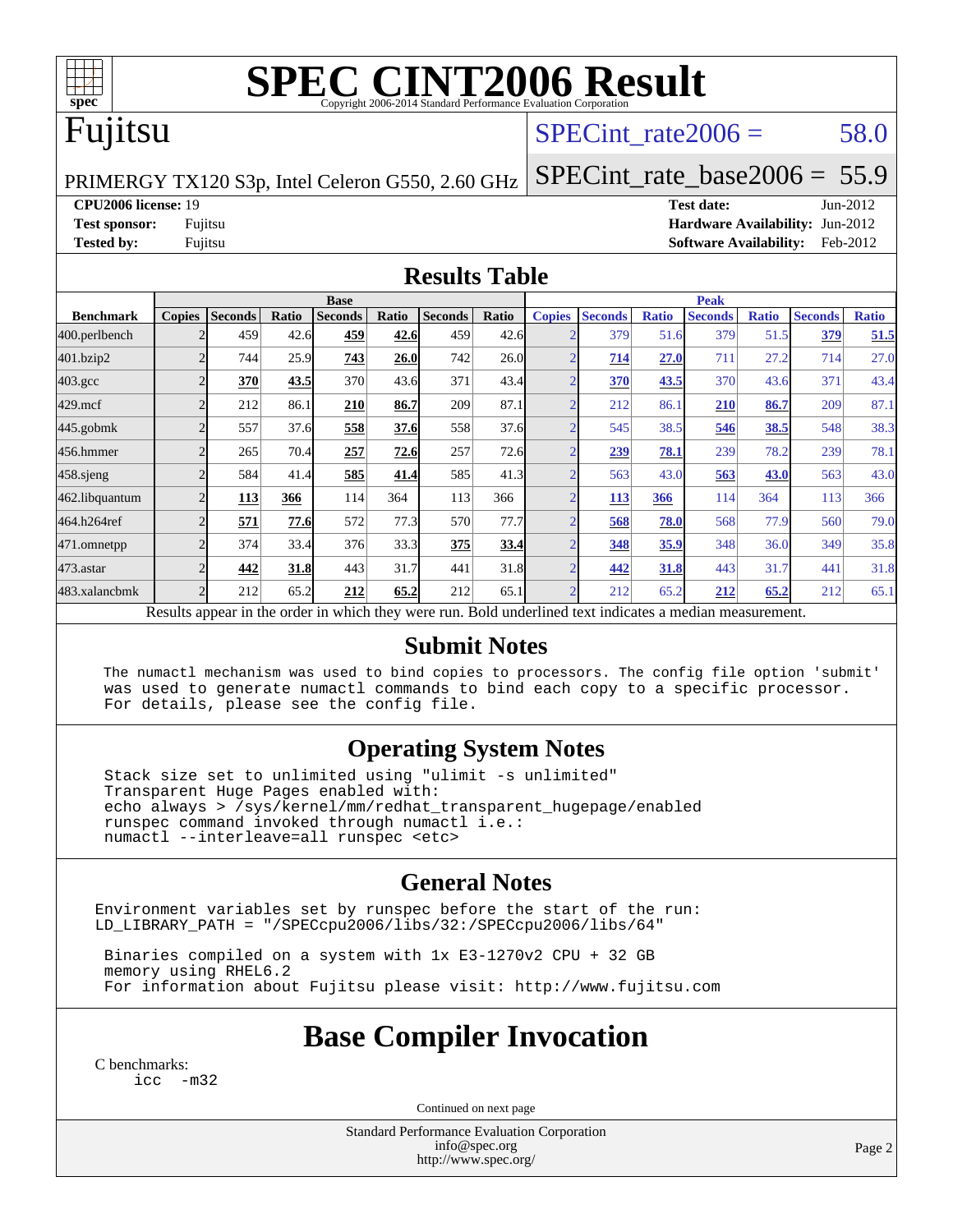# SPEC CINT2006 Result

Copyright 2006-2014 Standard Performance Evaluation Corporation

# Fujitsu

PRIMERGY TX120 S3p, Intel Celeron G550, 2.60 GHz

SPECint_rate2006 = 58.0

SPECint_rate_base2006 = 55.9

**CPU2006 license:** 19
**Test sponsor:** Fujitsu
**Tested by:** Fujitsu

**Test date:** Jun-2012
**Hardware Availability:** Jun-2012
**Software Availability:** Feb-2012

## Results Table

| Benchmark | Base | | | | | | | Peak | | | | | | |
|---|---|---|---|---|---|---|---|---|---|---|---|---|---|---|
| | Copies | Seconds | Ratio | Seconds | Ratio | Seconds | Ratio | Copies | Seconds | Ratio | Seconds | Ratio | Seconds | Ratio |
| 400.perlbench | 2 | 459 | 42.6 | **459** | **42.6** | 459 | 42.6 | 2 | 379 | 51.6 | 379 | 51.5 | **379** | **51.5** |
| 401.bzip2 | 2 | 744 | 25.9 | **743** | **26.0** | 742 | 26.0 | 2 | **714** | **27.0** | 711 | 27.2 | 714 | 27.0 |
| 403.gcc | 2 | **370** | **43.5** | 370 | 43.6 | 371 | 43.4 | 2 | **370** | **43.5** | 370 | 43.6 | 371 | 43.4 |
| 429.mcf | 2 | 212 | 86.1 | **210** | **86.7** | 209 | 87.1 | 2 | 212 | 86.1 | **210** | **86.7** | 209 | 87.1 |
| 445.gobmk | 2 | 557 | 37.6 | **558** | **37.6** | 558 | 37.6 | 2 | 545 | 38.5 | **546** | **38.5** | 548 | 38.3 |
| 456.hmmer | 2 | 265 | 70.4 | **257** | **72.6** | 257 | 72.6 | 2 | **239** | **78.1** | 239 | 78.2 | 239 | 78.1 |
| 458.sjeng | 2 | 584 | 41.4 | **585** | **41.4** | 585 | 41.3 | 2 | 563 | 43.0 | **563** | **43.0** | 563 | 43.0 |
| 462.libquantum | 2 | **113** | **366** | 114 | 364 | 113 | 366 | 2 | **113** | **366** | 114 | 364 | 113 | 366 |
| 464.h264ref | 2 | **571** | **77.6** | 572 | 77.3 | 570 | 77.7 | 2 | **568** | **78.0** | 568 | 77.9 | 560 | 79.0 |
| 471.omnetpp | 2 | 374 | 33.4 | 376 | 33.3 | **375** | **33.4** | 2 | **348** | **35.9** | 348 | 36.0 | 349 | 35.8 |
| 473.astar | 2 | **442** | **31.8** | 443 | 31.7 | 441 | 31.8 | 2 | **442** | **31.8** | 443 | 31.7 | 441 | 31.8 |
| 483.xalancbmk | 2 | 212 | 65.2 | **212** | **65.2** | 212 | 65.1 | 2 | 212 | 65.2 | **212** | **65.2** | 212 | 65.1 |

Results appear in the order in which they were run. Bold underlined text indicates a median measurement.

## Submit Notes

```
The numactl mechanism was used to bind copies to processors. The config file option 'submit'
was used to generate numactl commands to bind each copy to a specific processor.
For details, please see the config file.
```

## Operating System Notes

```
Stack size set to unlimited using "ulimit -s unlimited"
Transparent Huge Pages enabled with:
echo always > /sys/kernel/mm/redhat_transparent_hugepage/enabled
runspec command invoked through numactl i.e.:
numactl --interleave=all runspec <etc>
```

## General Notes

```
Environment variables set by runspec before the start of the run:
LD_LIBRARY_PATH = "/SPECcpu2006/libs/32:/SPECcpu2006/libs/64"

 Binaries compiled on a system with 1x E3-1270v2 CPU + 32 GB
 memory using RHEL6.2
 For information about Fujitsu please visit: http://www.fujitsu.com
```

## Base Compiler Invocation

C benchmarks:

```
icc  -m32
```

Continued on next page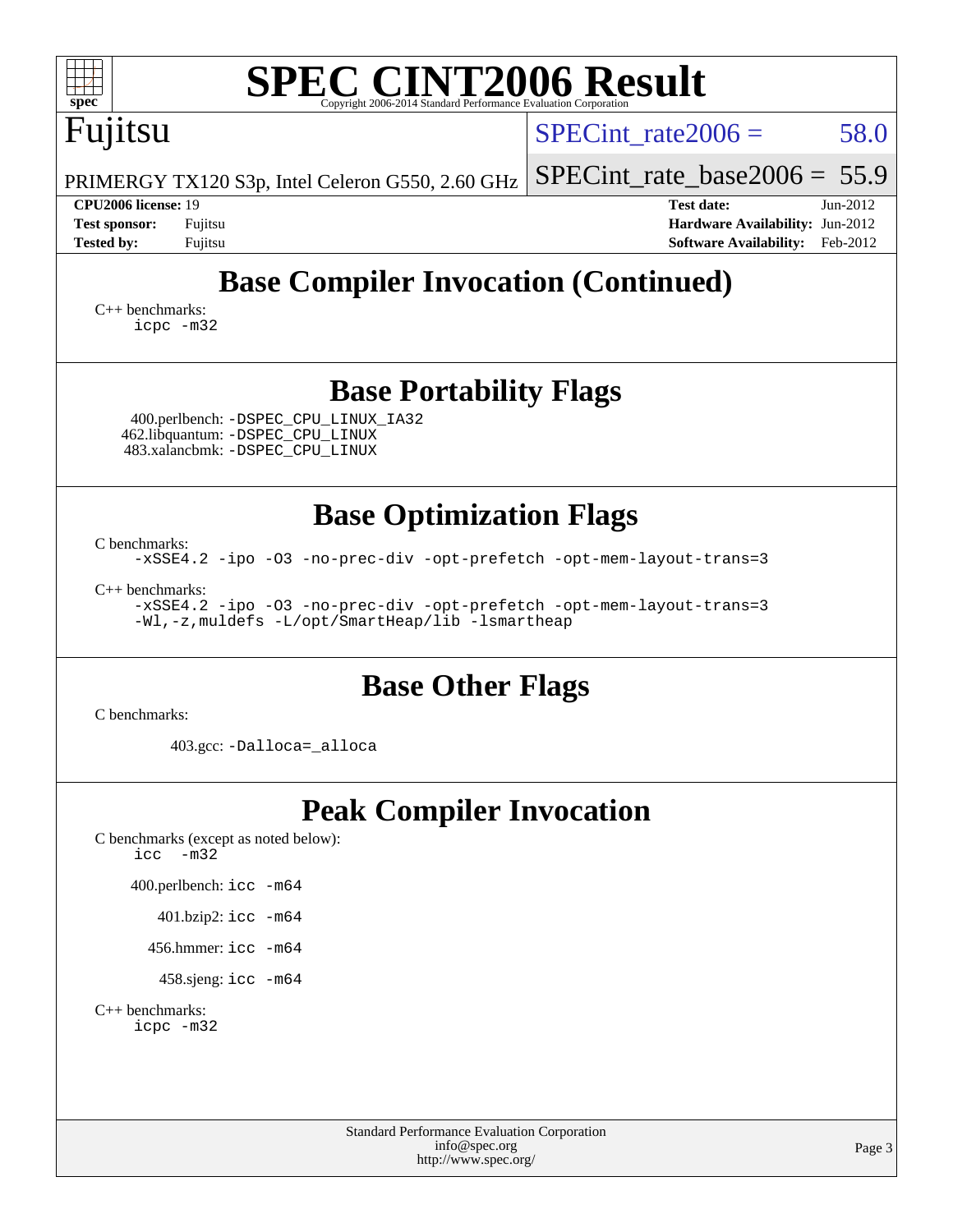# SPEC CINT2006 Result

Copyright 2006-2014 Standard Performance Evaluation Corporation

**Fujitsu**

PRIMERGY TX120 S3p, Intel Celeron G550, 2.60 GHz

SPECint_rate2006 = 58.0

SPECint_rate_base2006 = 55.9

**CPU2006 license:** 19
**Test sponsor:** Fujitsu
**Tested by:** Fujitsu

**Test date:** Jun-2012
**Hardware Availability:** Jun-2012
**Software Availability:** Feb-2012

## Base Compiler Invocation (Continued)

C++ benchmarks:
```
icpc -m32
```

## Base Portability Flags

400.perlbench: `-DSPEC_CPU_LINUX_IA32`
462.libquantum: `-DSPEC_CPU_LINUX`
483.xalancbmk: `-DSPEC_CPU_LINUX`

## Base Optimization Flags

C benchmarks:
```
-xSSE4.2 -ipo -O3 -no-prec-div -opt-prefetch -opt-mem-layout-trans=3
```

C++ benchmarks:
```
-xSSE4.2 -ipo -O3 -no-prec-div -opt-prefetch -opt-mem-layout-trans=3
-Wl,-z,muldefs -L/opt/SmartHeap/lib -lsmartheap
```

## Base Other Flags

C benchmarks:

403.gcc: `-Dalloca=_alloca`

## Peak Compiler Invocation

C benchmarks (except as noted below):
```
icc  -m32
```

400.perlbench: `icc -m64`

401.bzip2: `icc -m64`

456.hmmer: `icc -m64`

458.sjeng: `icc -m64`

C++ benchmarks:
```
icpc -m32
```

Standard Performance Evaluation Corporation
info@spec.org
http://www.spec.org/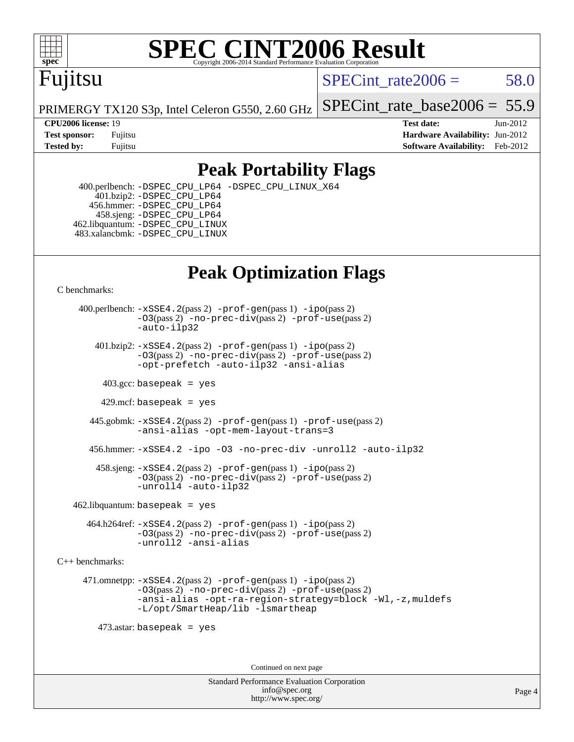# SPEC CINT2006 Result

Copyright 2006-2014 Standard Performance Evaluation Corporation

## Fujitsu

PRIMERGY TX120 S3p, Intel Celeron G550, 2.60 GHz

SPECint_rate2006 = 58.0

SPECint_rate_base2006 = 55.9

| | | | |
|---|---|---|---|
| **CPU2006 license:** 19 | | **Test date:** | Jun-2012 |
| **Test sponsor:** | Fujitsu | **Hardware Availability:** | Jun-2012 |
| **Tested by:** | Fujitsu | **Software Availability:** | Feb-2012 |

## Peak Portability Flags

400.perlbench: -DSPEC_CPU_LP64 -DSPEC_CPU_LINUX_X64
401.bzip2: -DSPEC_CPU_LP64
456.hmmer: -DSPEC_CPU_LP64
458.sjeng: -DSPEC_CPU_LP64
462.libquantum: -DSPEC_CPU_LINUX
483.xalancbmk: -DSPEC_CPU_LINUX

## Peak Optimization Flags

C benchmarks:

400.perlbench: -xSSE4.2(pass 2) -prof-gen(pass 1) -ipo(pass 2) -O3(pass 2) -no-prec-div(pass 2) -prof-use(pass 2) -auto-ilp32

401.bzip2: -xSSE4.2(pass 2) -prof-gen(pass 1) -ipo(pass 2) -O3(pass 2) -no-prec-div(pass 2) -prof-use(pass 2) -opt-prefetch -auto-ilp32 -ansi-alias

403.gcc: basepeak = yes

429.mcf: basepeak = yes

445.gobmk: -xSSE4.2(pass 2) -prof-gen(pass 1) -prof-use(pass 2) -ansi-alias -opt-mem-layout-trans=3

456.hmmer: -xSSE4.2 -ipo -O3 -no-prec-div -unroll2 -auto-ilp32

458.sjeng: -xSSE4.2(pass 2) -prof-gen(pass 1) -ipo(pass 2) -O3(pass 2) -no-prec-div(pass 2) -prof-use(pass 2) -unroll4 -auto-ilp32

462.libquantum: basepeak = yes

464.h264ref: -xSSE4.2(pass 2) -prof-gen(pass 1) -ipo(pass 2) -O3(pass 2) -no-prec-div(pass 2) -prof-use(pass 2) -unroll2 -ansi-alias

C++ benchmarks:

471.omnetpp: -xSSE4.2(pass 2) -prof-gen(pass 1) -ipo(pass 2) -O3(pass 2) -no-prec-div(pass 2) -prof-use(pass 2) -ansi-alias -opt-ra-region-strategy=block -Wl,-z,muldefs -L/opt/SmartHeap/lib -lsmartheap

473.astar: basepeak = yes

Continued on next page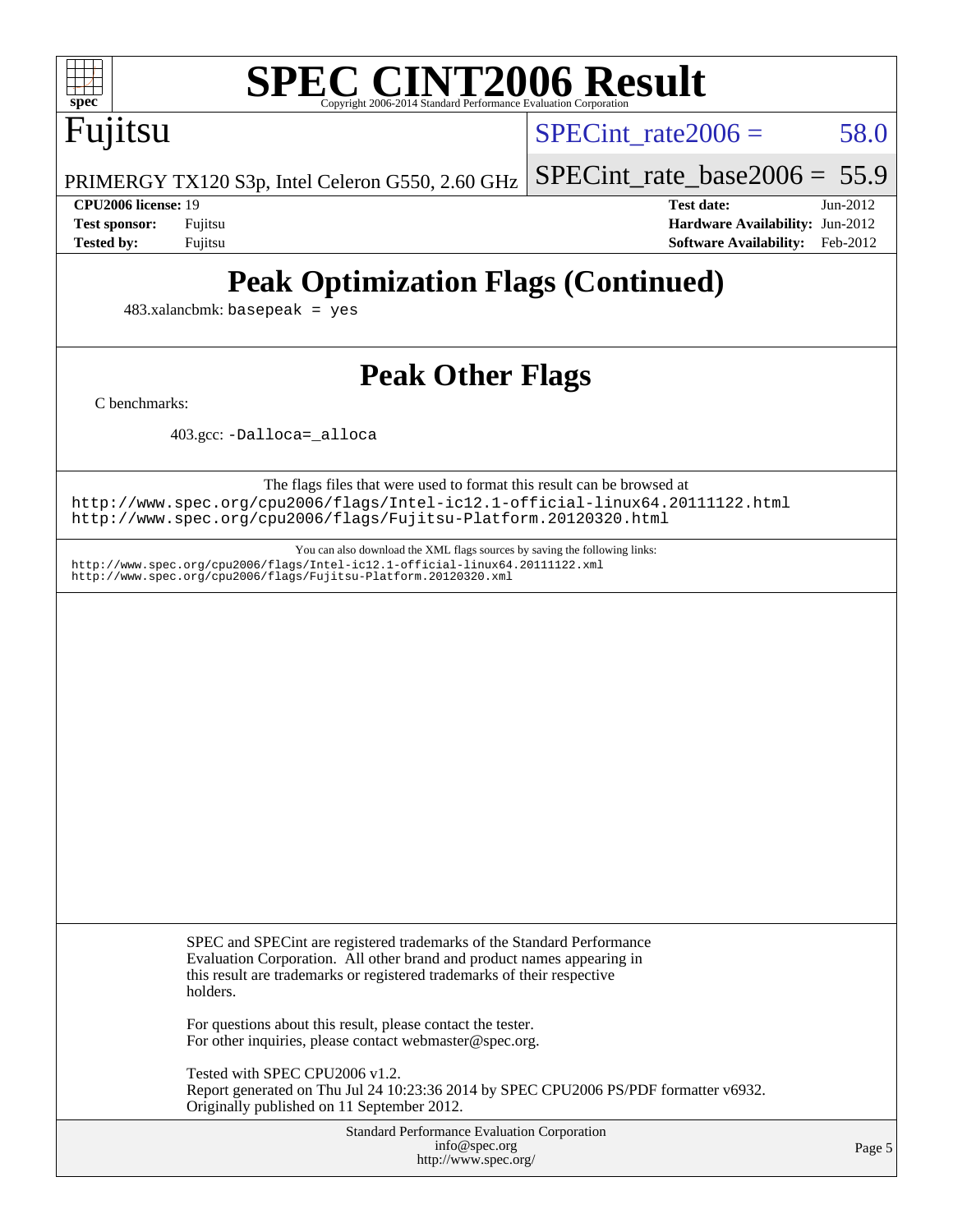# SPEC CINT2006 Result

Copyright 2006-2014 Standard Performance Evaluation Corporation

Fujitsu

PRIMERGY TX120 S3p, Intel Celeron G550, 2.60 GHz

SPECint_rate2006 = 58.0

SPECint_rate_base2006 = 55.9

| | | | |
|---|---|---|---|
| **CPU2006 license:** | 19 | **Test date:** | Jun-2012 |
| **Test sponsor:** | Fujitsu | **Hardware Availability:** | Jun-2012 |
| **Tested by:** | Fujitsu | **Software Availability:** | Feb-2012 |

## Peak Optimization Flags (Continued)

483.xalancbmk: basepeak = yes

## Peak Other Flags

C benchmarks:

403.gcc: -Dalloca=_alloca

The flags files that were used to format this result can be browsed at
http://www.spec.org/cpu2006/flags/Intel-ic12.1-official-linux64.20111122.html
http://www.spec.org/cpu2006/flags/Fujitsu-Platform.20120320.html

You can also download the XML flags sources by saving the following links:
http://www.spec.org/cpu2006/flags/Intel-ic12.1-official-linux64.20111122.xml
http://www.spec.org/cpu2006/flags/Fujitsu-Platform.20120320.xml

SPEC and SPECint are registered trademarks of the Standard Performance Evaluation Corporation. All other brand and product names appearing in this result are trademarks or registered trademarks of their respective holders.

For questions about this result, please contact the tester.
For other inquiries, please contact webmaster@spec.org.

Tested with SPEC CPU2006 v1.2.
Report generated on Thu Jul 24 10:23:36 2014 by SPEC CPU2006 PS/PDF formatter v6932.
Originally published on 11 September 2012.

Standard Performance Evaluation Corporation
info@spec.org
http://www.spec.org/